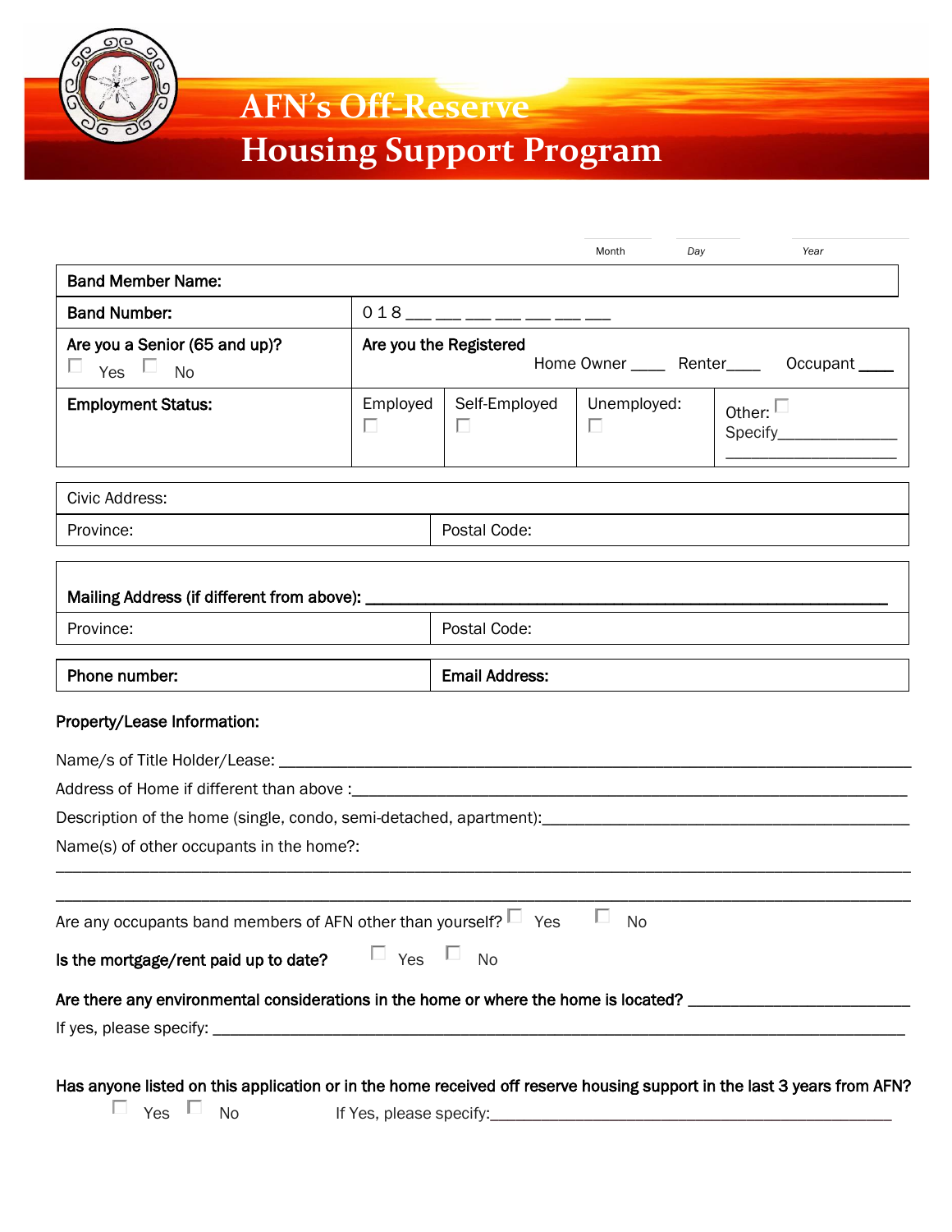# AFN's Off-Reserve Housing Support Program

Month Day Year

| Band Member Name: | | | | |
|---|---|---|---|---|
| **Band Number:** | 0 1 8 __ __ __ __ __ __ __ __ | | | |
| **Are you a Senior (65 and up)?** ☐ Yes ☐ No | **Are you the Registered** Home Owner ____ Renter____ Occupant ____ | | | |
| **Employment Status:** | Employed ☐ | Self-Employed ☐ | Unemployed: ☐ | Other: ☐ Specify______________ __________________ |

| Civic Address: | |
|---|---|
| Province: | Postal Code: |

| Mailing Address (if different from above): ______________________________ | |
|---|---|
| Province: | Postal Code: |

| Phone number: | Email Address: |
|---|---|

**Property/Lease Information:**

Name/s of Title Holder/Lease: ______________________________________________

Address of Home if different than above :_______________________________________

Description of the home (single, condo, semi-detached, apartment):___________________

Name(s) of other occupants in the home?:

________________________________________________________________________

________________________________________________________________________

Are any occupants band members of AFN other than yourself? ☐ Yes ☐ No

**Is the mortgage/rent paid up to date?** ☐ Yes ☐ No

**Are there any environmental considerations in the home or where the home is located?** ________________

If yes, please specify: ____________________________________________________

**Has anyone listed on this application or in the home received off reserve housing support in the last 3 years from AFN?**

☐ Yes ☐ No If Yes, please specify:_________________________________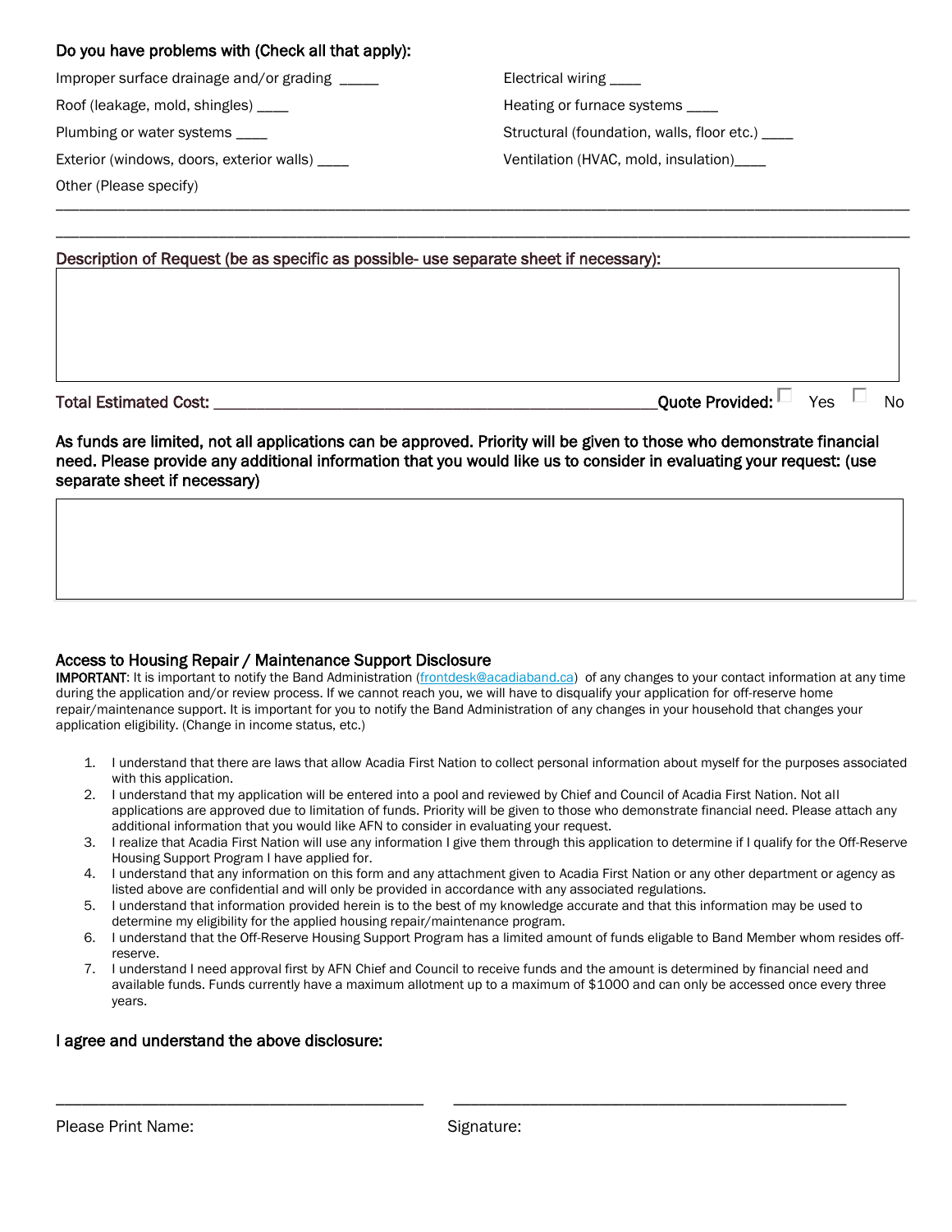**Do you have problems with (Check all that apply):**

Improper surface drainage and/or grading _____

Roof (leakage, mold, shingles) ____

Plumbing or water systems ____

Exterior (windows, doors, exterior walls) ____

Electrical wiring ____

Heating or furnace systems ____

Structural (foundation, walls, floor etc.) ____

Ventilation (HVAC, mold, insulation)____

Other (Please specify)

_______________________________________________________________________________________________

_______________________________________________________________________________________________

**Description of Request (be as specific as possible- use separate sheet if necessary):**

**Total Estimated Cost:** ______________________________________________________ **Quote Provided:** ☐ Yes ☐ No

**As funds are limited, not all applications can be approved. Priority will be given to those who demonstrate financial need. Please provide any additional information that you would like us to consider in evaluating your request: (use separate sheet if necessary)**

**Access to Housing Repair / Maintenance Support Disclosure**

**IMPORTANT**: It is important to notify the Band Administration (frontdesk@acadiaband.ca) of any changes to your contact information at any time during the application and/or review process. If we cannot reach you, we will have to disqualify your application for off-reserve home repair/maintenance support. It is important for you to notify the Band Administration of any changes in your household that changes your application eligibility. (Change in income status, etc.)

1. I understand that there are laws that allow Acadia First Nation to collect personal information about myself for the purposes associated with this application.
2. I understand that my application will be entered into a pool and reviewed by Chief and Council of Acadia First Nation. Not all applications are approved due to limitation of funds. Priority will be given to those who demonstrate financial need. Please attach any additional information that you would like AFN to consider in evaluating your request.
3. I realize that Acadia First Nation will use any information I give them through this application to determine if I qualify for the Off-Reserve Housing Support Program I have applied for.
4. I understand that any information on this form and any attachment given to Acadia First Nation or any other department or agency as listed above are confidential and will only be provided in accordance with any associated regulations.
5. I understand that information provided herein is to the best of my knowledge accurate and that this information may be used to determine my eligibility for the applied housing repair/maintenance program.
6. I understand that the Off-Reserve Housing Support Program has a limited amount of funds eligable to Band Member whom resides off-reserve.
7. I understand I need approval first by AFN Chief and Council to receive funds and the amount is determined by financial need and available funds. Funds currently have a maximum allotment up to a maximum of $1000 and can only be accessed once every three years.

**I agree and understand the above disclosure:**

_____________________________________________ _____________________________________________

Please Print Name: Signature: